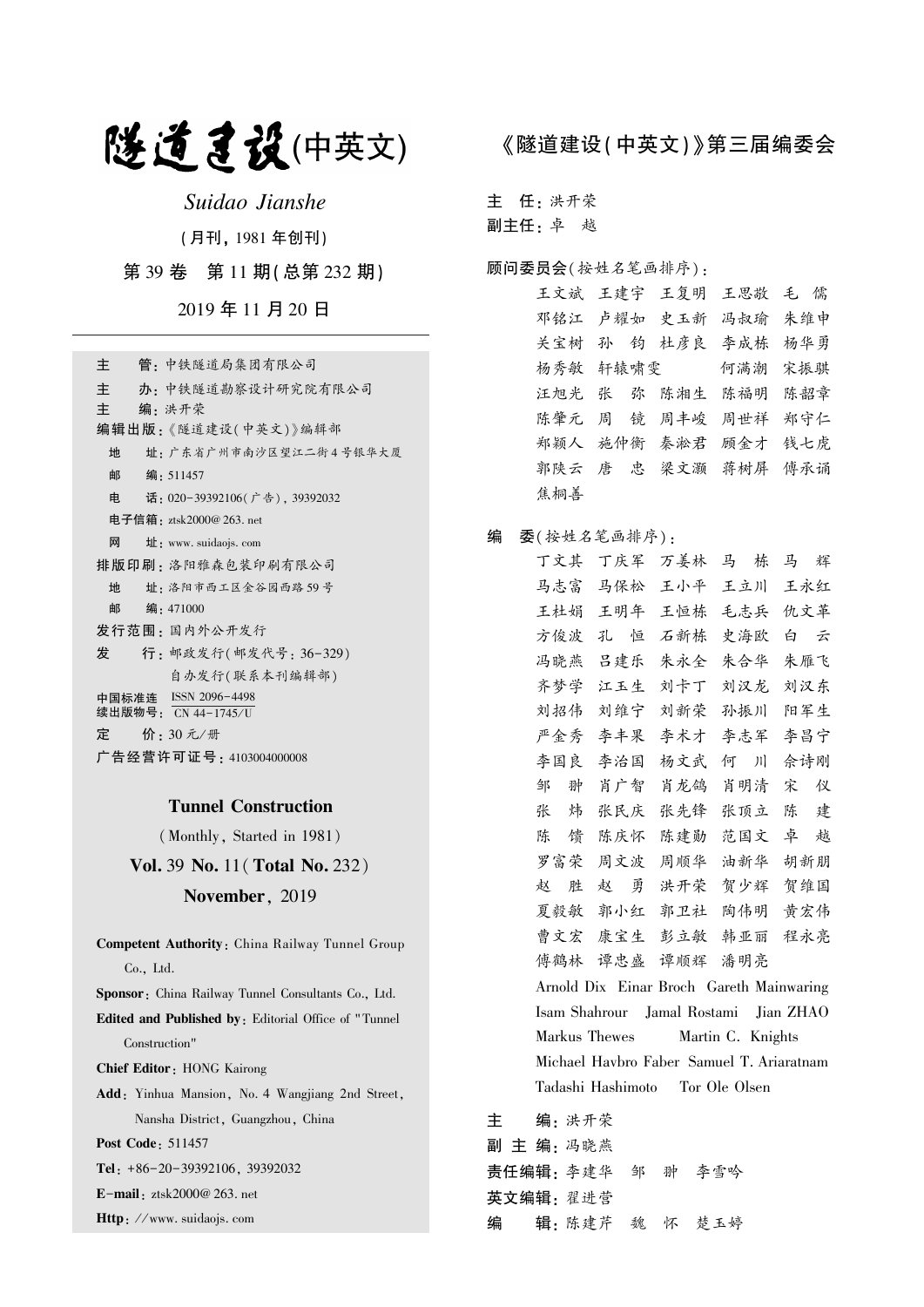# 隧道建设(中英文)

*Suidao Jianshe*

(月刊, 1981 年创刊)

第 39 卷　第 11 期(总第 232 期)

2019 年 11 月 20 日

**主　　管**：中铁隧道局集团有限公司

**主　　办**：中铁隧道勘察设计研究院有限公司

**主　　编**：洪开荣

**编辑出版**：《隧道建设(中英文)》编辑部

地　　址：广东省广州市南沙区望江二街 4 号银华大厦

邮　　编：511457

电　　话：020-39392106(广告), 39392032

电子信箱：ztsk2000@263.net

网　　址：www.suidaojs.com

**排版印刷**：洛阳雅森包装印刷有限公司

地　　址：洛阳市西工区金谷园西路 59 号

邮　　编：471000

**发行范围**：国内外公开发行

**发　　行**：邮政发行(邮发代号：36-329)

自办发行(联系本刊编辑部)

**中国标准连续出版物号**：ISSN 2096-4498 / CN 44-1745/U

**定　　价**：30 元/册

**广告经营许可证号**：4103004000008

## Tunnel Construction

(Monthly, Started in 1981)

**Vol.** 39 **No.** 11 (**Total No.** 232)

**November**, 2019

**Competent Authority**: China Railway Tunnel Group Co., Ltd.

**Sponsor**: China Railway Tunnel Consultants Co., Ltd.

**Edited and Published by**: Editorial Office of "Tunnel Construction"

**Chief Editor**: HONG Kairong

**Add**: Yinhua Mansion, No. 4 Wangjiang 2nd Street, Nansha District, Guangzhou, China

**Post Code**: 511457

**Tel**: +86-20-39392106, 39392032

**E-mail**: ztsk2000@263.net

**Http**: //www.suidaojs.com

## 《隧道建设(中英文)》第三届编委会

**主　任**：洪开荣

**副主任**：卓　越

**顾问委员会**(按姓名笔画排序)：

王文斌　王建宇　王复明　王思敬　毛　儒　邓铭江　卢耀如　史玉新　冯叔瑜　朱维申　关宝树　孙　钧　杜彦良　李成栋　杨华勇　杨秀敏　轩辕啸雯　何满潮　宋振骐　汪旭光　张　弥　陈湘生　陈福明　陈韶章　陈肇元　周　镜　周丰峻　周世祥　郑守仁　郑颖人　施仲衡　秦淞君　顾金才　钱七虎　郭陕云　唐　忠　梁文灏　蒋树屏　傅承诵　焦桐善

**编　委**(按姓名笔画排序)：

丁文其　丁庆军　万姜林　马　栋　马　辉　马志富　马保松　王小平　王立川　王永红　王杜娟　王明年　王恒栋　毛志兵　仇文革　方俊波　孔　恒　石新栋　史海欧　白　云　冯晓燕　吕建乐　朱永全　朱合华　朱雁飞　齐梦学　江玉生　刘卡丁　刘汉龙　刘汉东　刘招伟　刘维宁　刘新荣　孙振川　阳军生　严金秀　李丰果　李术才　李志军　李昌宁　李国良　李治国　杨文武　何　川　佘诗刚　邹　翀　肖广智　肖龙鸽　肖明清　宋　仪　张　炜　张民庆　张先锋　张顶立　陈　建　陈　馈　陈庆怀　陈建勋　范国文　卓　越　罗富荣　周文波　周顺华　油新华　胡新朋　赵　胜　赵　勇　洪开荣　贺少辉　贺维国　夏毅敏　郭小红　郭卫社　陶伟明　黄宏伟　曹文宏　康宝生　彭立敏　韩亚丽　程永亮　傅鹤林　谭忠盛　谭顺辉　潘明亮

Arnold Dix　Einar Broch　Gareth Mainwaring　Isam Shahrour　Jamal Rostami　Jian ZHAO　Markus Thewes　Martin C. Knights　Michael Havbro Faber　Samuel T. Ariaratnam　Tadashi Hashimoto　Tor Ole Olsen

**主　　编**：洪开荣

**副 主 编**：冯晓燕

**责任编辑**：李建华　邹　翀　李雪吟

**英文编辑**：翟进营

**编　　辑**：陈建芹　魏　怀　楚玉婷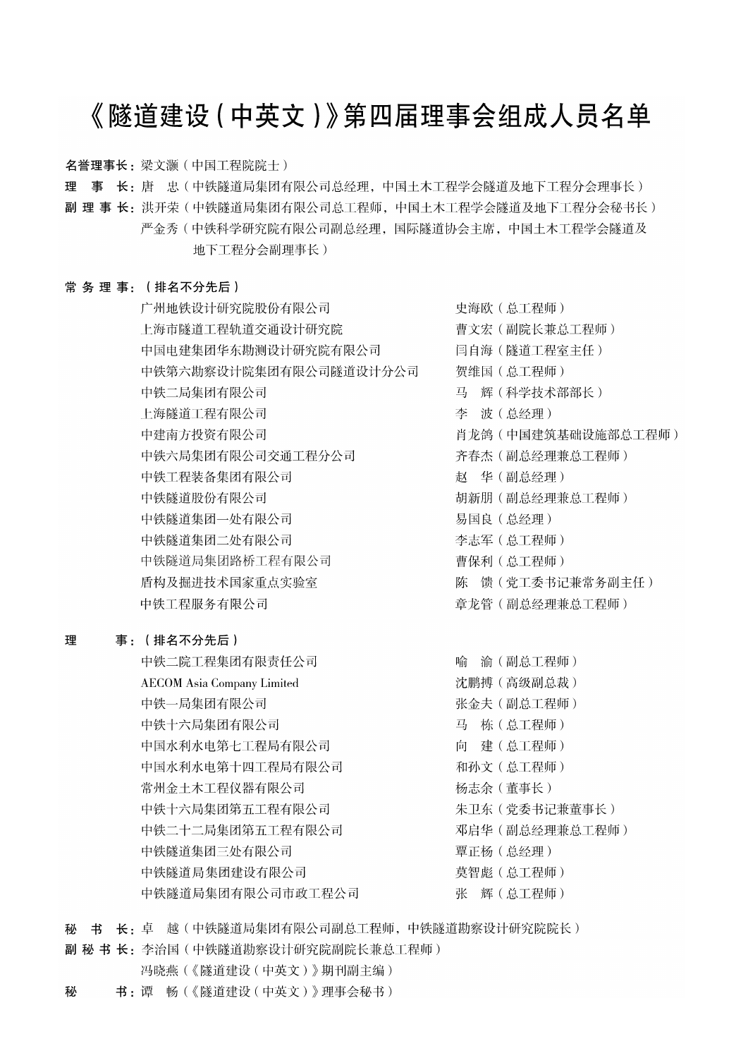# 《隧道建设(中英文)》第四届理事会组成人员名单

**名誉理事长：** 梁文灏(中国工程院院士)

**理　事　长：** 唐　忠(中铁隧道局集团有限公司总经理，中国土木工程学会隧道及地下工程分会理事长)

**副 理 事 长：** 洪开荣(中铁隧道局集团有限公司总工程师，中国土木工程学会隧道及地下工程分会秘书长)

严金秀(中铁科学研究院有限公司副总经理，国际隧道协会主席，中国土木工程学会隧道及地下工程分会副理事长)

**常 务 理 事：(排名不分先后)**

| 单位 | 人员 |
| --- | --- |
| 广州地铁设计研究院股份有限公司 | 史海欧(总工程师) |
| 上海市隧道工程轨道交通设计研究院 | 曹文宏(副院长兼总工程师) |
| 中国电建集团华东勘测设计研究院有限公司 | 闫自海(隧道工程室主任) |
| 中铁第六勘察设计院集团有限公司隧道设计分公司 | 贺维国(总工程师) |
| 中铁二局集团有限公司 | 马　辉(科学技术部部长) |
| 上海隧道工程有限公司 | 李　波(总经理) |
| 中建南方投资有限公司 | 肖龙鸽(中国建筑基础设施部总工程师) |
| 中铁六局集团有限公司交通工程分公司 | 齐春杰(副总经理兼总工程师) |
| 中铁工程装备集团有限公司 | 赵　华(副总经理) |
| 中铁隧道股份有限公司 | 胡新朋(副总经理兼总工程师) |
| 中铁隧道集团一处有限公司 | 易国良(总经理) |
| 中铁隧道集团二处有限公司 | 李志军(总工程师) |
| 中铁隧道局集团路桥工程有限公司 | 曹保利(总工程师) |
| 盾构及掘进技术国家重点实验室 | 陈　馈(党工委书记兼常务副主任) |
| 中铁工程服务有限公司 | 章龙管(副总经理兼总工程师) |

**理　　　事：(排名不分先后)**

| 单位 | 人员 |
| --- | --- |
| 中铁二院工程集团有限责任公司 | 喻　渝(副总工程师) |
| AECOM Asia Company Limited | 沈鹏搏(高级副总裁) |
| 中铁一局集团有限公司 | 张金夫(副总工程师) |
| 中铁十六局集团有限公司 | 马　栋(总工程师) |
| 中国水利水电第七工程局有限公司 | 向　建(总工程师) |
| 中国水利水电第十四工程局有限公司 | 和孙文(总工程师) |
| 常州金土木工程仪器有限公司 | 杨志余(董事长) |
| 中铁十六局集团第五工程有限公司 | 朱卫东(党委书记兼董事长) |
| 中铁二十二局集团第五工程有限公司 | 邓启华(副总经理兼总工程师) |
| 中铁隧道集团三处有限公司 | 覃正杨(总经理) |
| 中铁隧道局集团建设有限公司 | 莫智彪(总工程师) |
| 中铁隧道局集团有限公司市政工程公司 | 张　辉(总工程师) |

**秘　书　长：** 卓　越(中铁隧道局集团有限公司副总工程师，中铁隧道勘察设计研究院院长)

**副 秘 书 长：** 李治国(中铁隧道勘察设计研究院副院长兼总工程师)

冯晓燕(《隧道建设(中英文)》期刊副主编)

**秘　　　书：** 谭　畅(《隧道建设(中英文)》理事会秘书)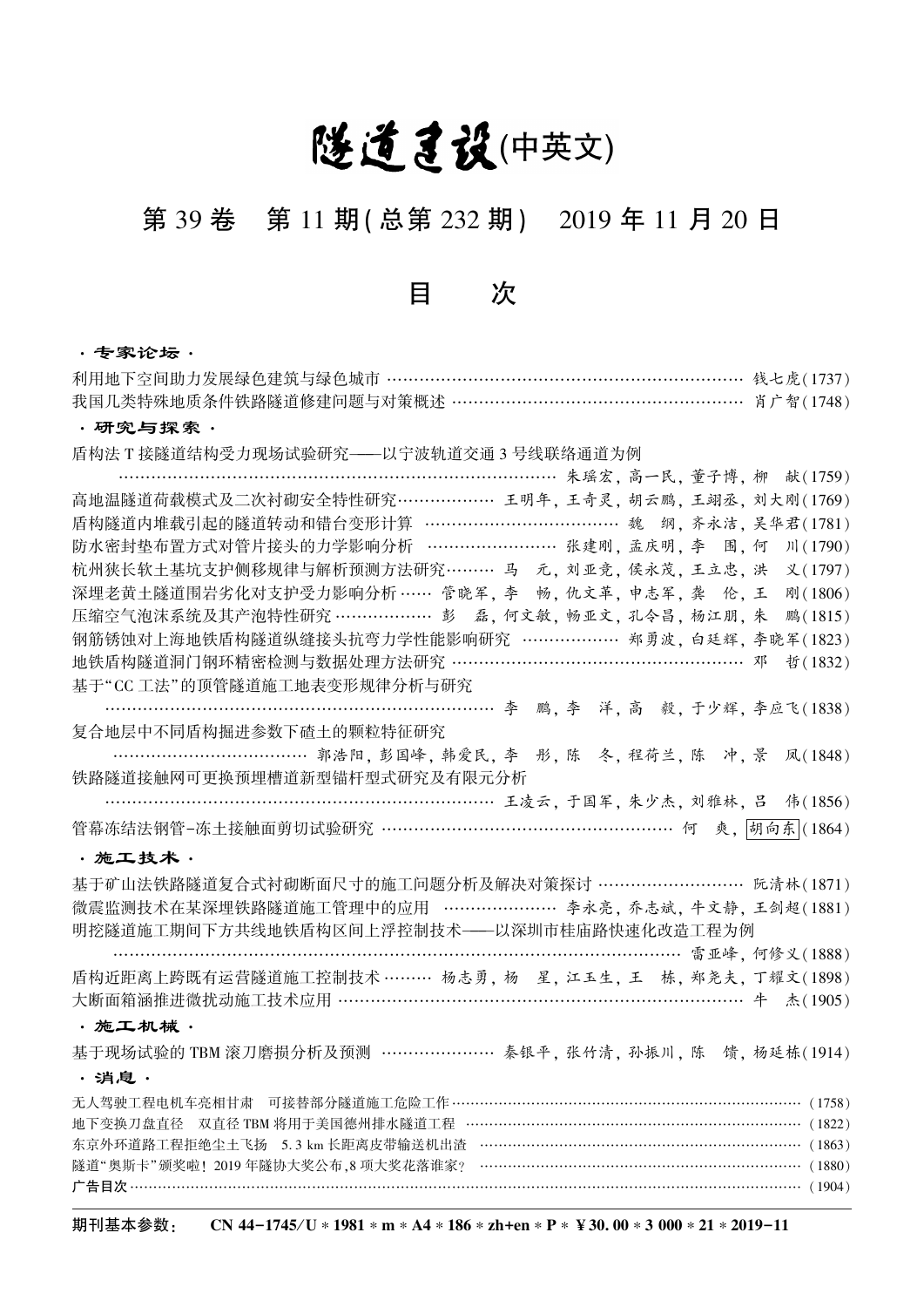# 隧道建设(中英文)

## 第 39 卷　第 11 期(总第 232 期)　2019 年 11 月 20 日

## 目　　次

**· 专家论坛 ·**

利用地下空间助力发展绿色建筑与绿色城市 …………………………………………………………… 钱七虎(1737)

我国几类特殊地质条件铁路隧道修建问题与对策概述 ………………………………………………… 肖广智(1748)

**· 研究与探索 ·**

盾构法 T 接隧道结构受力现场试验研究——以宁波轨道交通 3 号线联络通道为例
…………………………………………………………………………… 朱瑶宏, 高一民, 董子博, 柳　献(1759)

高地温隧道荷载模式及二次衬砌安全特性研究……………… 王明年, 王奇灵, 胡云鹏, 王翊丞, 刘大刚(1769)

盾构隧道内堆载引起的隧道转动和错台变形计算 ……………………………… 魏　纲, 齐永洁, 吴华君(1781)

防水密封垫布置方式对管片接头的力学影响分析 …………………… 张建刚, 孟庆明, 李　围, 何　川(1790)

杭州狭长软土基坑支护侧移规律与解析预测方法研究……… 马　元, 刘亚竞, 侯永茂, 王立忠, 洪　义(1797)

深埋老黄土隧道围岩劣化对支护受力影响分析 …… 管晓军, 李　畅, 仇文革, 申志军, 龚　伦, 王　刚(1806)

压缩空气泡沫系统及其产泡特性研究 ……………… 彭　磊, 何文敏, 畅亚文, 孔令昌, 杨江朋, 朱　鹏(1815)

钢筋锈蚀对上海地铁盾构隧道纵缝接头抗弯力学性能影响研究 ……………… 郑勇波, 白廷辉, 李晓军(1823)

地铁盾构隧道洞门钢环精密检测与数据处理方法研究 ……………………………………………… 邓　哲(1832)

基于"CC 工法"的顶管隧道施工地表变形规律分析与研究
……………………………………………………………… 李　鹏, 李　洋, 高　毅, 于少辉, 李应飞(1838)

复合地层中不同盾构掘进参数下碴土的颗粒特征研究
……………………………… 郭浩阳, 彭国峰, 韩爱民, 李　彤, 陈　冬, 程荷兰, 陈　冲, 景　凤(1848)

铁路隧道接触网可更换预埋槽道新型锚杆型式研究及有限元分析
……………………………………………………………… 王凌云, 于国军, 朱少杰, 刘雅林, 吕　伟(1856)

管幕冻结法钢管-冻土接触面剪切试验研究 ……………………………………………… 何　爽, 胡向东(1864)

**· 施工技术 ·**

基于矿山法铁路隧道复合式衬砌断面尺寸的施工问题分析及解决对策探讨 …………………… 阮清林(1871)

微震监测技术在某深埋铁路隧道施工管理中的应用 ………………… 李永亮, 乔志斌, 牛文静, 王剑超(1881)

明挖隧道施工期间下方共线地铁盾构区间上浮控制技术——以深圳市桂庙路快速化改造工程为例
……………………………………………………………………………………………… 雷亚峰, 何修义(1888)

盾构近距离上跨既有运营隧道施工控制技术 ……… 杨志勇, 杨　星, 江玉生, 王　栋, 郑尧夫, 丁耀文(1898)

大断面箱涵推进微扰动施工技术应用 ………………………………………………………………… 牛　杰(1905)

**· 施工机械 ·**

基于现场试验的 TBM 滚刀磨损分析及预测 ………………… 秦银平, 张竹清, 孙振川, 陈　馈, 杨延栋(1914)

**· 消息 ·**

无人驾驶工程电机车亮相甘肃　可接替部分隧道施工危险工作 ……………………………………………… (1758)

地下变换刀盘直径　双直径 TBM 将用于美国德州排水隧道工程 …………………………………………… (1822)

东京外环道路工程拒绝尘土飞扬　5.3 km 长距离皮带输送机出渣 ………………………………………… (1863)

隧道"奥斯卡"颁奖啦！2019 年隧协大奖公布,8 项大奖花落谁家? ……………………………………… (1880)

广告目次 …………………………………………………………………………………………………………… (1904)

**期刊基本参数：　CN 44-1745/U * 1981 * m * A4 * 186 * zh+en * P * ¥30.00 * 3 000 * 21 * 2019-11**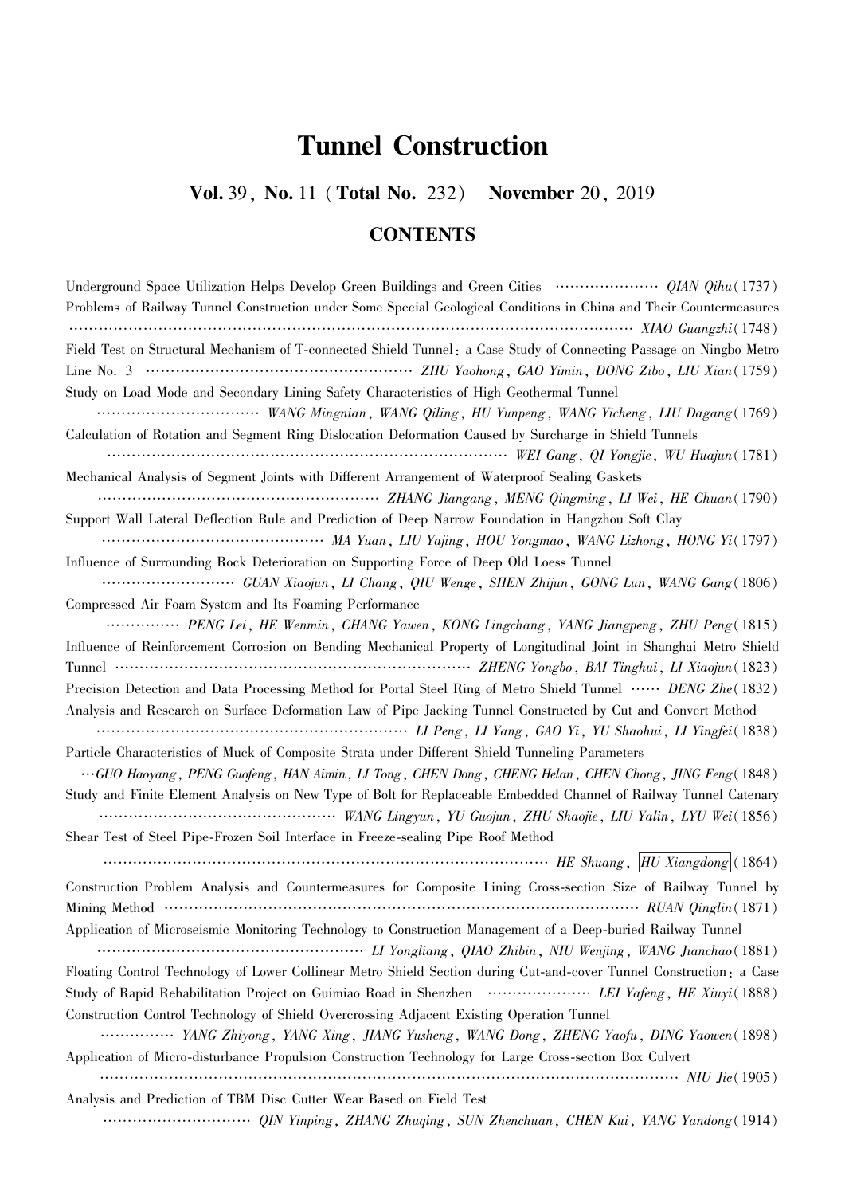# Tunnel Construction

**Vol.** 39, **No.** 11 (**Total No.** 232) **November** 20, 2019

## CONTENTS

Underground Space Utilization Helps Develop Green Buildings and Green Cities ………………… *QIAN Qihu* (1737)

Problems of Railway Tunnel Construction under Some Special Geological Conditions in China and Their Countermeasures ……………………………………………………………………………………………… *XIAO Guangzhi* (1748)

Field Test on Structural Mechanism of T-connected Shield Tunnel: a Case Study of Connecting Passage on Ningbo Metro Line No. 3 ……………………………………………… *ZHU Yaohong, GAO Yimin, DONG Zibo, LIU Xian* (1759)

Study on Load Mode and Secondary Lining Safety Characteristics of High Geothermal Tunnel ……………………………… *WANG Mingnian, WANG Qiling, HU Yunpeng, WANG Yicheng, LIU Dagang* (1769)

Calculation of Rotation and Segment Ring Dislocation Deformation Caused by Surcharge in Shield Tunnels ……………………………………………………………………… *WEI Gang, QI Yongjie, WU Huajun* (1781)

Mechanical Analysis of Segment Joints with Different Arrangement of Waterproof Sealing Gaskets ……………………………………………………… *ZHANG Jiangang, MENG Qingming, LI Wei, HE Chuan* (1790)

Support Wall Lateral Deflection Rule and Prediction of Deep Narrow Foundation in Hangzhou Soft Clay ……………………………………… *MA Yuan, LIU Yajing, HOU Yongmao, WANG Lizhong, HONG Yi* (1797)

Influence of Surrounding Rock Deterioration on Supporting Force of Deep Old Loess Tunnel ……………………… *GUAN Xiaojun, LI Chang, QIU Wenge, SHEN Zhijun, GONG Lun, WANG Gang* (1806)

Compressed Air Foam System and Its Foaming Performance …………… *PENG Lei, HE Wenmin, CHANG Yawen, KONG Lingchang, YANG Jiangpeng, ZHU Peng* (1815)

Influence of Reinforcement Corrosion on Bending Mechanical Property of Longitudinal Joint in Shanghai Metro Shield Tunnel ……………………………………………………………… *ZHENG Yongbo, BAI Tinghui, LI Xiaojun* (1823)

Precision Detection and Data Processing Method for Portal Steel Ring of Metro Shield Tunnel …… *DENG Zhe* (1832)

Analysis and Research on Surface Deformation Law of Pipe Jacking Tunnel Constructed by Cut and Convert Method ……………………………………………………… *LI Peng, LI Yang, GAO Yi, YU Shaohui, LI Yingfei* (1838)

Particle Characteristics of Muck of Composite Strata under Different Shield Tunneling Parameters …*GUO Haoyang, PENG Guofeng, HAN Aimin, LI Tong, CHEN Dong, CHENG Helan, CHEN Chong, JING Feng* (1848)

Study and Finite Element Analysis on New Type of Bolt for Replaceable Embedded Channel of Railway Tunnel Catenary ………………………………………… *WANG Lingyun, YU Guojun, ZHU Shaojie, LIU Yalin, LYU Wei* (1856)

Shear Test of Steel Pipe-Frozen Soil Interface in Freeze-sealing Pipe Roof Method ……………………………………………………………………………… *HE Shuang, HU Xiangdong* (1864)

Construction Problem Analysis and Countermeasures for Composite Lining Cross-section Size of Railway Tunnel by Mining Method ……………………………………………………………………………………… *RUAN Qinglin* (1871)

Application of Microseismic Monitoring Technology to Construction Management of a Deep-buried Railway Tunnel ……………………………………………… *LI Yongliang, QIAO Zhibin, NIU Wenjing, WANG Jianchao* (1881)

Floating Control Technology of Lower Collinear Metro Shield Section during Cut-and-cover Tunnel Construction: a Case Study of Rapid Rehabilitation Project on Guimiao Road in Shenzhen ………………… *LEI Yafeng, HE Xiuyi* (1888)

Construction Control Technology of Shield Overcrossing Adjacent Existing Operation Tunnel …………… *YANG Zhiyong, YANG Xing, JIANG Yusheng, WANG Dong, ZHENG Yaofu, DING Yaowen* (1898)

Application of Micro-disturbance Propulsion Construction Technology for Large Cross-section Box Culvert …………………………………………………………………………………………………… *NIU Jie* (1905)

Analysis and Prediction of TBM Disc Cutter Wear Based on Field Test ………………………… *QIN Yinping, ZHANG Zhuqing, SUN Zhenchuan, CHEN Kui, YANG Yandong* (1914)